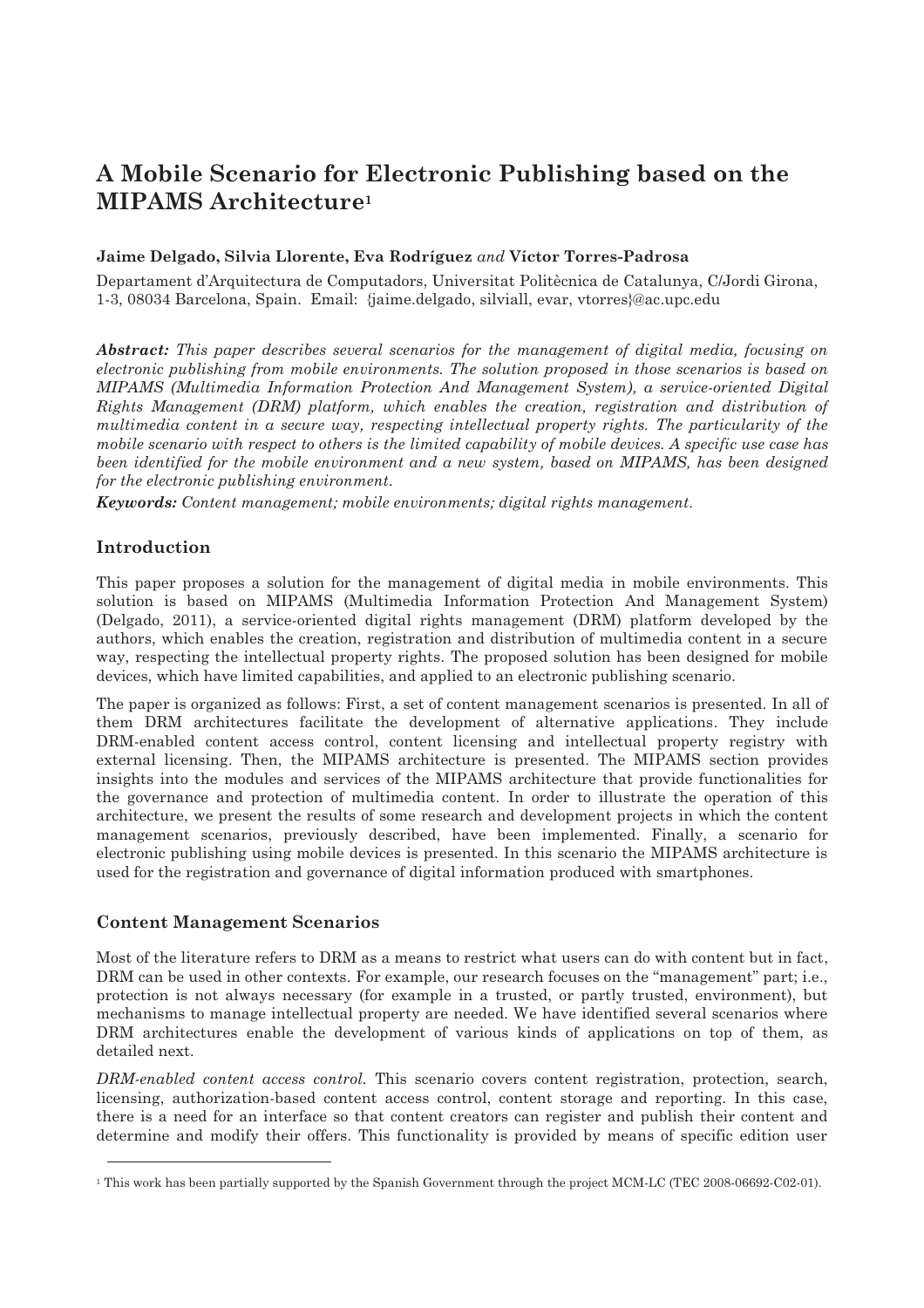# A Mobile Scenario for Electronic Publishing based on the MIPAMS Architecture[1]

**Jaime Delgado, Silvia Llorente, Eva Rodríguez** *and* **Víctor Torres-Padrosa**

Departament d'Arquitectura de Computadors, Universitat Politècnica de Catalunya, C/Jordi Girona, 1-3, 08034 Barcelona, Spain. Email: {jaime.delgado, silviall, evar, vtorres}@ac.upc.edu

***Abstract:*** *This paper describes several scenarios for the management of digital media, focusing on electronic publishing from mobile environments. The solution proposed in those scenarios is based on MIPAMS (Multimedia Information Protection And Management System), a service-oriented Digital Rights Management (DRM) platform, which enables the creation, registration and distribution of multimedia content in a secure way, respecting intellectual property rights. The particularity of the mobile scenario with respect to others is the limited capability of mobile devices. A specific use case has been identified for the mobile environment and a new system, based on MIPAMS, has been designed for the electronic publishing environment.*

***Keywords:*** *Content management; mobile environments; digital rights management.*

## Introduction

This paper proposes a solution for the management of digital media in mobile environments. This solution is based on MIPAMS (Multimedia Information Protection And Management System) (Delgado, 2011), a service-oriented digital rights management (DRM) platform developed by the authors, which enables the creation, registration and distribution of multimedia content in a secure way, respecting the intellectual property rights. The proposed solution has been designed for mobile devices, which have limited capabilities, and applied to an electronic publishing scenario.

The paper is organized as follows: First, a set of content management scenarios is presented. In all of them DRM architectures facilitate the development of alternative applications. They include DRM-enabled content access control, content licensing and intellectual property registry with external licensing. Then, the MIPAMS architecture is presented. The MIPAMS section provides insights into the modules and services of the MIPAMS architecture that provide functionalities for the governance and protection of multimedia content. In order to illustrate the operation of this architecture, we present the results of some research and development projects in which the content management scenarios, previously described, have been implemented. Finally, a scenario for electronic publishing using mobile devices is presented. In this scenario the MIPAMS architecture is used for the registration and governance of digital information produced with smartphones.

## Content Management Scenarios

Most of the literature refers to DRM as a means to restrict what users can do with content but in fact, DRM can be used in other contexts. For example, our research focuses on the "management" part; i.e., protection is not always necessary (for example in a trusted, or partly trusted, environment), but mechanisms to manage intellectual property are needed. We have identified several scenarios where DRM architectures enable the development of various kinds of applications on top of them, as detailed next.

*DRM-enabled content access control.* This scenario covers content registration, protection, search, licensing, authorization-based content access control, content storage and reporting. In this case, there is a need for an interface so that content creators can register and publish their content and determine and modify their offers. This functionality is provided by means of specific edition user

[1] This work has been partially supported by the Spanish Government through the project MCM-LC (TEC 2008-06692-C02-01).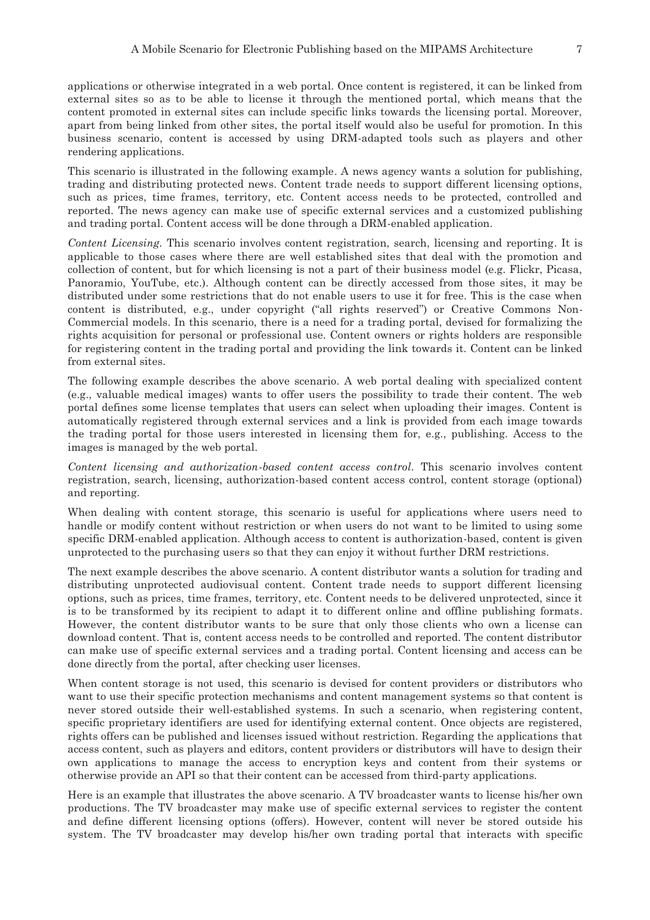applications or otherwise integrated in a web portal. Once content is registered, it can be linked from external sites so as to be able to license it through the mentioned portal, which means that the content promoted in external sites can include specific links towards the licensing portal. Moreover, apart from being linked from other sites, the portal itself would also be useful for promotion. In this business scenario, content is accessed by using DRM-adapted tools such as players and other rendering applications.

This scenario is illustrated in the following example. A news agency wants a solution for publishing, trading and distributing protected news. Content trade needs to support different licensing options, such as prices, time frames, territory, etc. Content access needs to be protected, controlled and reported. The news agency can make use of specific external services and a customized publishing and trading portal. Content access will be done through a DRM-enabled application.

*Content Licensing.* This scenario involves content registration, search, licensing and reporting. It is applicable to those cases where there are well established sites that deal with the promotion and collection of content, but for which licensing is not a part of their business model (e.g. Flickr, Picasa, Panoramio, YouTube, etc.). Although content can be directly accessed from those sites, it may be distributed under some restrictions that do not enable users to use it for free. This is the case when content is distributed, e.g., under copyright ("all rights reserved") or Creative Commons Non-Commercial models. In this scenario, there is a need for a trading portal, devised for formalizing the rights acquisition for personal or professional use. Content owners or rights holders are responsible for registering content in the trading portal and providing the link towards it. Content can be linked from external sites.

The following example describes the above scenario. A web portal dealing with specialized content (e.g., valuable medical images) wants to offer users the possibility to trade their content. The web portal defines some license templates that users can select when uploading their images. Content is automatically registered through external services and a link is provided from each image towards the trading portal for those users interested in licensing them for, e.g., publishing. Access to the images is managed by the web portal.

*Content licensing and authorization-based content access control.* This scenario involves content registration, search, licensing, authorization-based content access control, content storage (optional) and reporting.

When dealing with content storage, this scenario is useful for applications where users need to handle or modify content without restriction or when users do not want to be limited to using some specific DRM-enabled application. Although access to content is authorization-based, content is given unprotected to the purchasing users so that they can enjoy it without further DRM restrictions.

The next example describes the above scenario. A content distributor wants a solution for trading and distributing unprotected audiovisual content. Content trade needs to support different licensing options, such as prices, time frames, territory, etc. Content needs to be delivered unprotected, since it is to be transformed by its recipient to adapt it to different online and offline publishing formats. However, the content distributor wants to be sure that only those clients who own a license can download content. That is, content access needs to be controlled and reported. The content distributor can make use of specific external services and a trading portal. Content licensing and access can be done directly from the portal, after checking user licenses.

When content storage is not used, this scenario is devised for content providers or distributors who want to use their specific protection mechanisms and content management systems so that content is never stored outside their well-established systems. In such a scenario, when registering content, specific proprietary identifiers are used for identifying external content. Once objects are registered, rights offers can be published and licenses issued without restriction. Regarding the applications that access content, such as players and editors, content providers or distributors will have to design their own applications to manage the access to encryption keys and content from their systems or otherwise provide an API so that their content can be accessed from third-party applications.

Here is an example that illustrates the above scenario. A TV broadcaster wants to license his/her own productions. The TV broadcaster may make use of specific external services to register the content and define different licensing options (offers). However, content will never be stored outside his system. The TV broadcaster may develop his/her own trading portal that interacts with specific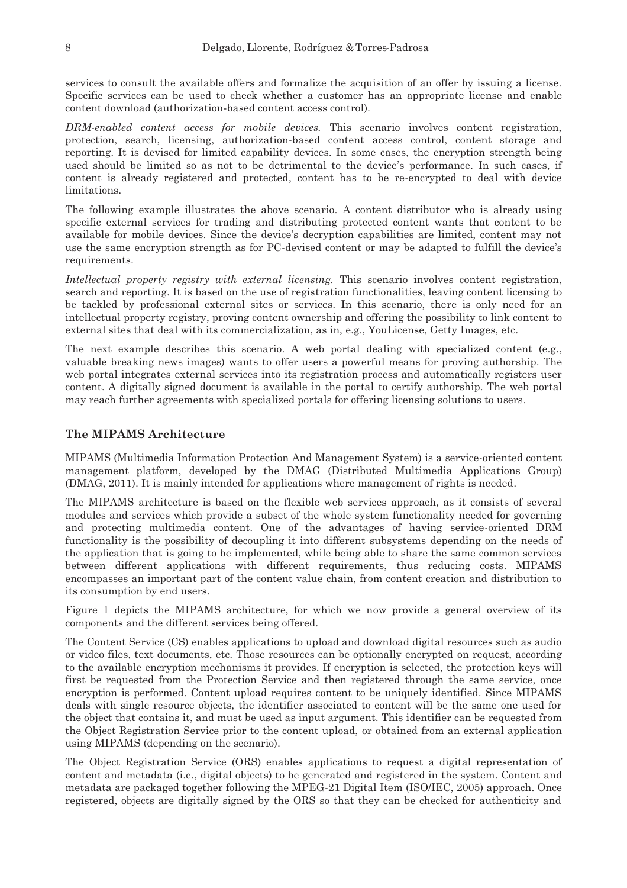services to consult the available offers and formalize the acquisition of an offer by issuing a license. Specific services can be used to check whether a customer has an appropriate license and enable content download (authorization-based content access control).

*DRM-enabled content access for mobile devices.* This scenario involves content registration, protection, search, licensing, authorization-based content access control, content storage and reporting. It is devised for limited capability devices. In some cases, the encryption strength being used should be limited so as not to be detrimental to the device's performance. In such cases, if content is already registered and protected, content has to be re-encrypted to deal with device limitations.

The following example illustrates the above scenario. A content distributor who is already using specific external services for trading and distributing protected content wants that content to be available for mobile devices. Since the device's decryption capabilities are limited, content may not use the same encryption strength as for PC-devised content or may be adapted to fulfill the device's requirements.

*Intellectual property registry with external licensing.* This scenario involves content registration, search and reporting. It is based on the use of registration functionalities, leaving content licensing to be tackled by professional external sites or services. In this scenario, there is only need for an intellectual property registry, proving content ownership and offering the possibility to link content to external sites that deal with its commercialization, as in, e.g., YouLicense, Getty Images, etc.

The next example describes this scenario. A web portal dealing with specialized content (e.g., valuable breaking news images) wants to offer users a powerful means for proving authorship. The web portal integrates external services into its registration process and automatically registers user content. A digitally signed document is available in the portal to certify authorship. The web portal may reach further agreements with specialized portals for offering licensing solutions to users.

## The MIPAMS Architecture

MIPAMS (Multimedia Information Protection And Management System) is a service-oriented content management platform, developed by the DMAG (Distributed Multimedia Applications Group) (DMAG, 2011). It is mainly intended for applications where management of rights is needed.

The MIPAMS architecture is based on the flexible web services approach, as it consists of several modules and services which provide a subset of the whole system functionality needed for governing and protecting multimedia content. One of the advantages of having service-oriented DRM functionality is the possibility of decoupling it into different subsystems depending on the needs of the application that is going to be implemented, while being able to share the same common services between different applications with different requirements, thus reducing costs. MIPAMS encompasses an important part of the content value chain, from content creation and distribution to its consumption by end users.

Figure 1 depicts the MIPAMS architecture, for which we now provide a general overview of its components and the different services being offered.

The Content Service (CS) enables applications to upload and download digital resources such as audio or video files, text documents, etc. Those resources can be optionally encrypted on request, according to the available encryption mechanisms it provides. If encryption is selected, the protection keys will first be requested from the Protection Service and then registered through the same service, once encryption is performed. Content upload requires content to be uniquely identified. Since MIPAMS deals with single resource objects, the identifier associated to content will be the same one used for the object that contains it, and must be used as input argument. This identifier can be requested from the Object Registration Service prior to the content upload, or obtained from an external application using MIPAMS (depending on the scenario).

The Object Registration Service (ORS) enables applications to request a digital representation of content and metadata (i.e., digital objects) to be generated and registered in the system. Content and metadata are packaged together following the MPEG-21 Digital Item (ISO/IEC, 2005) approach. Once registered, objects are digitally signed by the ORS so that they can be checked for authenticity and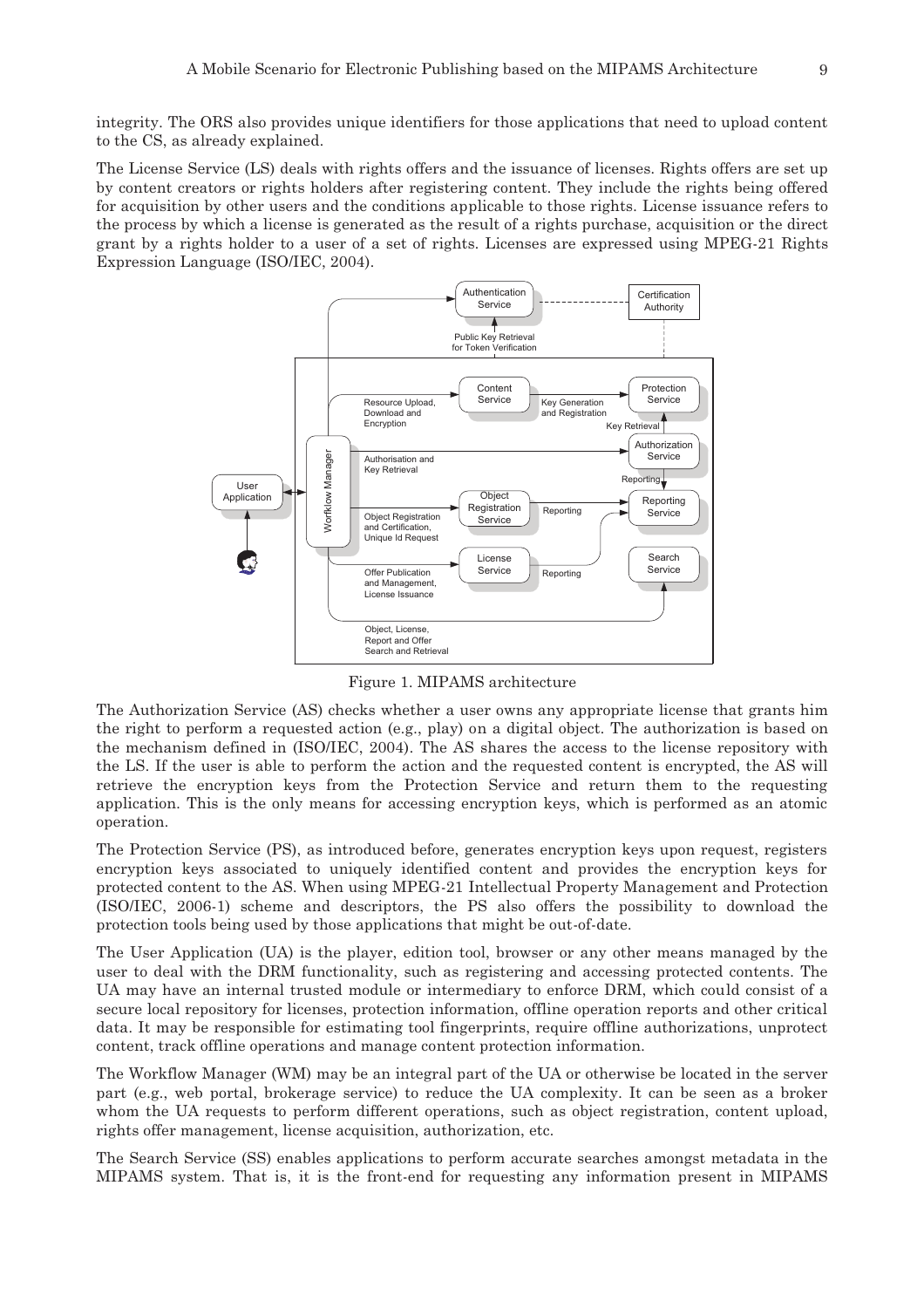integrity. The ORS also provides unique identifiers for those applications that need to upload content to the CS, as already explained.

The License Service (LS) deals with rights offers and the issuance of licenses. Rights offers are set up by content creators or rights holders after registering content. They include the rights being offered for acquisition by other users and the conditions applicable to those rights. License issuance refers to the process by which a license is generated as the result of a rights purchase, acquisition or the direct grant by a rights holder to a user of a set of rights. Licenses are expressed using MPEG-21 Rights Expression Language (ISO/IEC, 2004).

Figure 1. MIPAMS architecture

The Authorization Service (AS) checks whether a user owns any appropriate license that grants him the right to perform a requested action (e.g., play) on a digital object. The authorization is based on the mechanism defined in (ISO/IEC, 2004). The AS shares the access to the license repository with the LS. If the user is able to perform the action and the requested content is encrypted, the AS will retrieve the encryption keys from the Protection Service and return them to the requesting application. This is the only means for accessing encryption keys, which is performed as an atomic operation.

The Protection Service (PS), as introduced before, generates encryption keys upon request, registers encryption keys associated to uniquely identified content and provides the encryption keys for protected content to the AS. When using MPEG-21 Intellectual Property Management and Protection (ISO/IEC, 2006-1) scheme and descriptors, the PS also offers the possibility to download the protection tools being used by those applications that might be out-of-date.

The User Application (UA) is the player, edition tool, browser or any other means managed by the user to deal with the DRM functionality, such as registering and accessing protected contents. The UA may have an internal trusted module or intermediary to enforce DRM, which could consist of a secure local repository for licenses, protection information, offline operation reports and other critical data. It may be responsible for estimating tool fingerprints, require offline authorizations, unprotect content, track offline operations and manage content protection information.

The Workflow Manager (WM) may be an integral part of the UA or otherwise be located in the server part (e.g., web portal, brokerage service) to reduce the UA complexity. It can be seen as a broker whom the UA requests to perform different operations, such as object registration, content upload, rights offer management, license acquisition, authorization, etc.

The Search Service (SS) enables applications to perform accurate searches amongst metadata in the MIPAMS system. That is, it is the front-end for requesting any information present in MIPAMS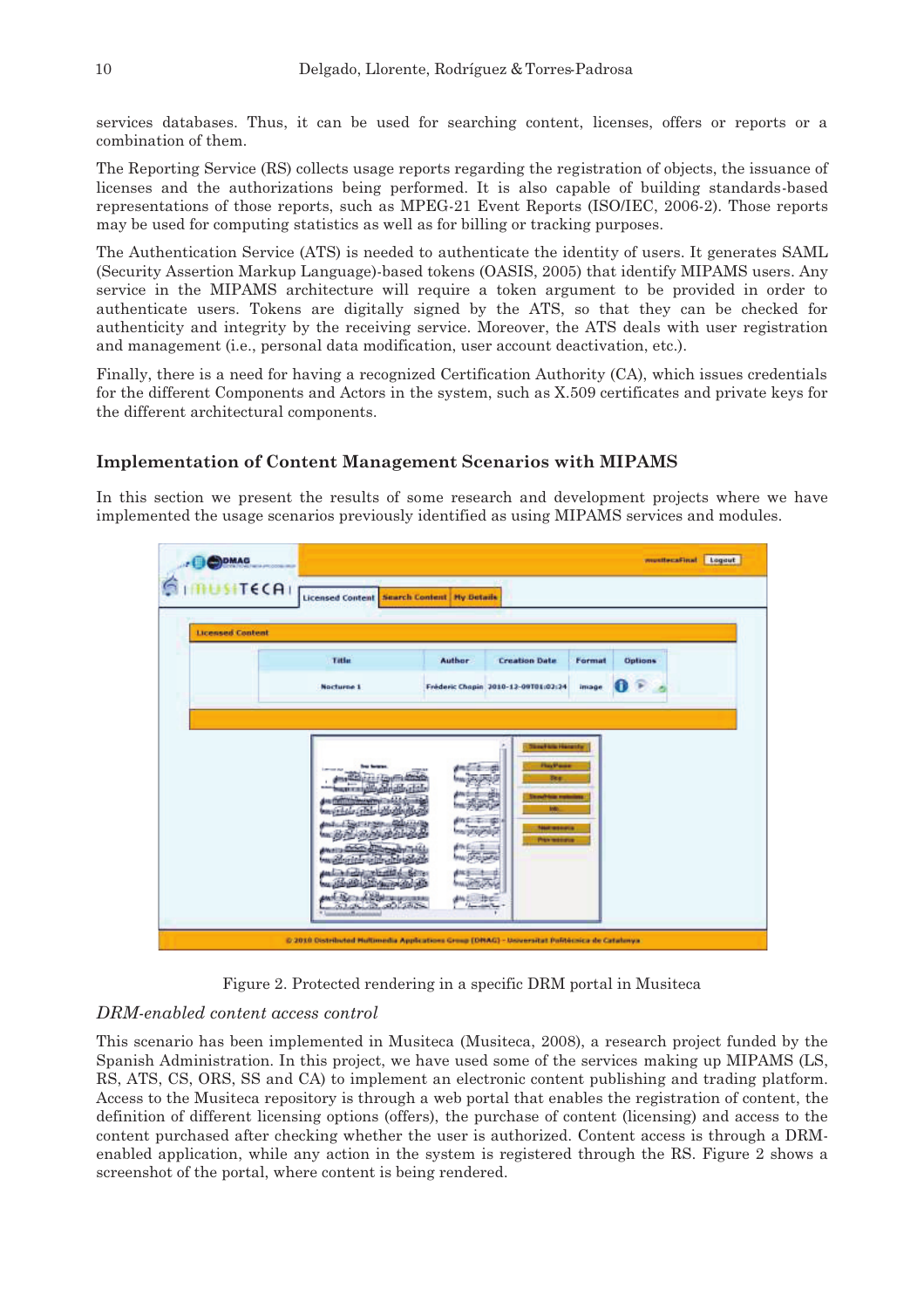services databases. Thus, it can be used for searching content, licenses, offers or reports or a combination of them.

The Reporting Service (RS) collects usage reports regarding the registration of objects, the issuance of licenses and the authorizations being performed. It is also capable of building standards-based representations of those reports, such as MPEG-21 Event Reports (ISO/IEC, 2006-2). Those reports may be used for computing statistics as well as for billing or tracking purposes.

The Authentication Service (ATS) is needed to authenticate the identity of users. It generates SAML (Security Assertion Markup Language)-based tokens (OASIS, 2005) that identify MIPAMS users. Any service in the MIPAMS architecture will require a token argument to be provided in order to authenticate users. Tokens are digitally signed by the ATS, so that they can be checked for authenticity and integrity by the receiving service. Moreover, the ATS deals with user registration and management (i.e., personal data modification, user account deactivation, etc.).

Finally, there is a need for having a recognized Certification Authority (CA), which issues credentials for the different Components and Actors in the system, such as X.509 certificates and private keys for the different architectural components.

## Implementation of Content Management Scenarios with MIPAMS

In this section we present the results of some research and development projects where we have implemented the usage scenarios previously identified as using MIPAMS services and modules.

Figure 2. Protected rendering in a specific DRM portal in Musiteca

### *DRM-enabled content access control*

This scenario has been implemented in Musiteca (Musiteca, 2008), a research project funded by the Spanish Administration. In this project, we have used some of the services making up MIPAMS (LS, RS, ATS, CS, ORS, SS and CA) to implement an electronic content publishing and trading platform. Access to the Musiteca repository is through a web portal that enables the registration of content, the definition of different licensing options (offers), the purchase of content (licensing) and access to the content purchased after checking whether the user is authorized. Content access is through a DRM-enabled application, while any action in the system is registered through the RS. Figure 2 shows a screenshot of the portal, where content is being rendered.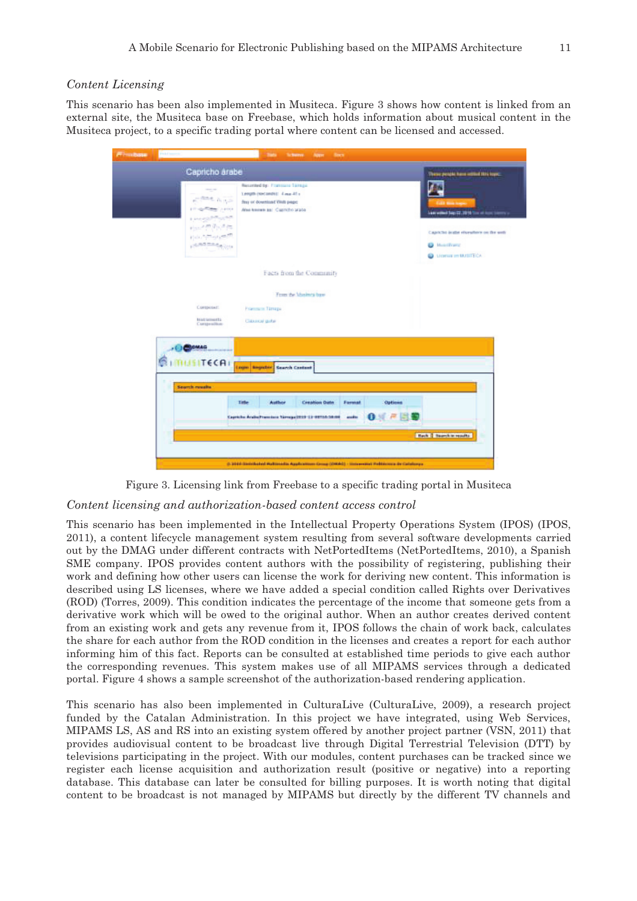### *Content Licensing*

This scenario has been also implemented in Musiteca. Figure 3 shows how content is linked from an external site, the Musiteca base on Freebase, which holds information about musical content in the Musiteca project, to a specific trading portal where content can be licensed and accessed.

Figure 3. Licensing link from Freebase to a specific trading portal in Musiteca

### *Content licensing and authorization-based content access control*

This scenario has been implemented in the Intellectual Property Operations System (IPOS) (IPOS, 2011), a content lifecycle management system resulting from several software developments carried out by the DMAG under different contracts with NetPortedItems (NetPortedItems, 2010), a Spanish SME company. IPOS provides content authors with the possibility of registering, publishing their work and defining how other users can license the work for deriving new content. This information is described using LS licenses, where we have added a special condition called Rights over Derivatives (ROD) (Torres, 2009). This condition indicates the percentage of the income that someone gets from a derivative work which will be owed to the original author. When an author creates derived content from an existing work and gets any revenue from it, IPOS follows the chain of work back, calculates the share for each author from the ROD condition in the licenses and creates a report for each author informing him of this fact. Reports can be consulted at established time periods to give each author the corresponding revenues. This system makes use of all MIPAMS services through a dedicated portal. Figure 4 shows a sample screenshot of the authorization-based rendering application.

This scenario has also been implemented in CulturaLive (CulturaLive, 2009), a research project funded by the Catalan Administration. In this project we have integrated, using Web Services, MIPAMS LS, AS and RS into an existing system offered by another project partner (VSN, 2011) that provides audiovisual content to be broadcast live through Digital Terrestrial Television (DTT) by televisions participating in the project. With our modules, content purchases can be tracked since we register each license acquisition and authorization result (positive or negative) into a reporting database. This database can later be consulted for billing purposes. It is worth noting that digital content to be broadcast is not managed by MIPAMS but directly by the different TV channels and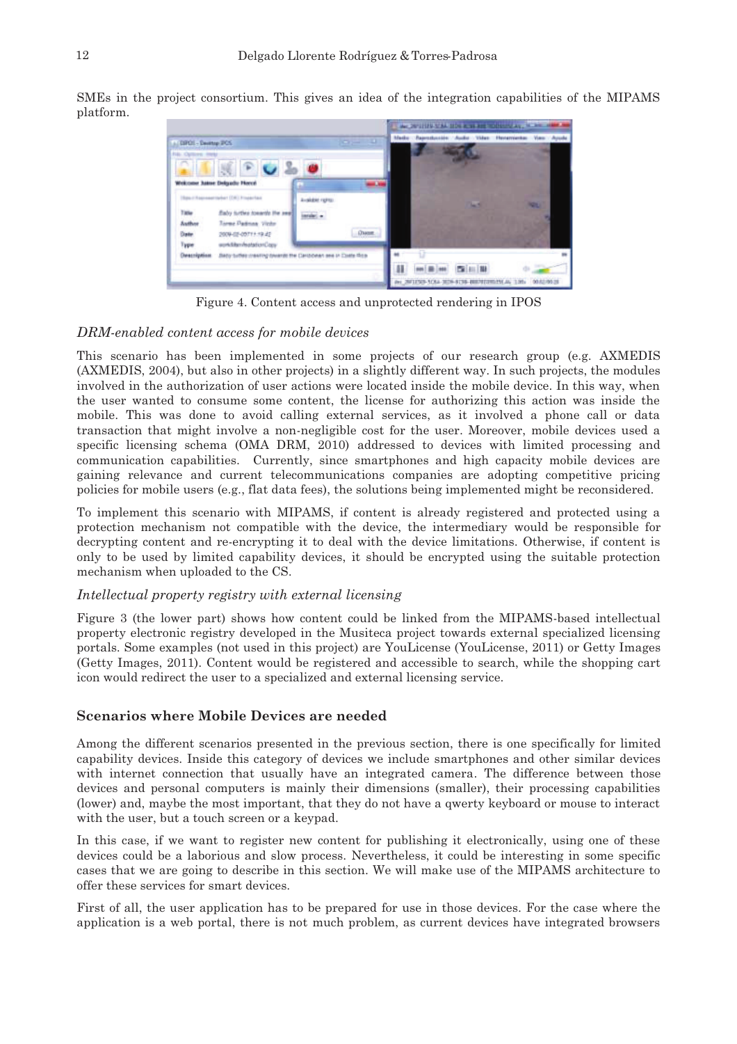SMEs in the project consortium. This gives an idea of the integration capabilities of the MIPAMS platform.

Figure 4. Content access and unprotected rendering in IPOS

### *DRM-enabled content access for mobile devices*

This scenario has been implemented in some projects of our research group (e.g. AXMEDIS (AXMEDIS, 2004), but also in other projects) in a slightly different way. In such projects, the modules involved in the authorization of user actions were located inside the mobile device. In this way, when the user wanted to consume some content, the license for authorizing this action was inside the mobile. This was done to avoid calling external services, as it involved a phone call or data transaction that might involve a non-negligible cost for the user. Moreover, mobile devices used a specific licensing schema (OMA DRM, 2010) addressed to devices with limited processing and communication capabilities. Currently, since smartphones and high capacity mobile devices are gaining relevance and current telecommunications companies are adopting competitive pricing policies for mobile users (e.g., flat data fees), the solutions being implemented might be reconsidered.

To implement this scenario with MIPAMS, if content is already registered and protected using a protection mechanism not compatible with the device, the intermediary would be responsible for decrypting content and re-encrypting it to deal with the device limitations. Otherwise, if content is only to be used by limited capability devices, it should be encrypted using the suitable protection mechanism when uploaded to the CS.

### *Intellectual property registry with external licensing*

Figure 3 (the lower part) shows how content could be linked from the MIPAMS-based intellectual property electronic registry developed in the Musiteca project towards external specialized licensing portals. Some examples (not used in this project) are YouLicense (YouLicense, 2011) or Getty Images (Getty Images, 2011). Content would be registered and accessible to search, while the shopping cart icon would redirect the user to a specialized and external licensing service.

## **Scenarios where Mobile Devices are needed**

Among the different scenarios presented in the previous section, there is one specifically for limited capability devices. Inside this category of devices we include smartphones and other similar devices with internet connection that usually have an integrated camera. The difference between those devices and personal computers is mainly their dimensions (smaller), their processing capabilities (lower) and, maybe the most important, that they do not have a qwerty keyboard or mouse to interact with the user, but a touch screen or a keypad.

In this case, if we want to register new content for publishing it electronically, using one of these devices could be a laborious and slow process. Nevertheless, it could be interesting in some specific cases that we are going to describe in this section. We will make use of the MIPAMS architecture to offer these services for smart devices.

First of all, the user application has to be prepared for use in those devices. For the case where the application is a web portal, there is not much problem, as current devices have integrated browsers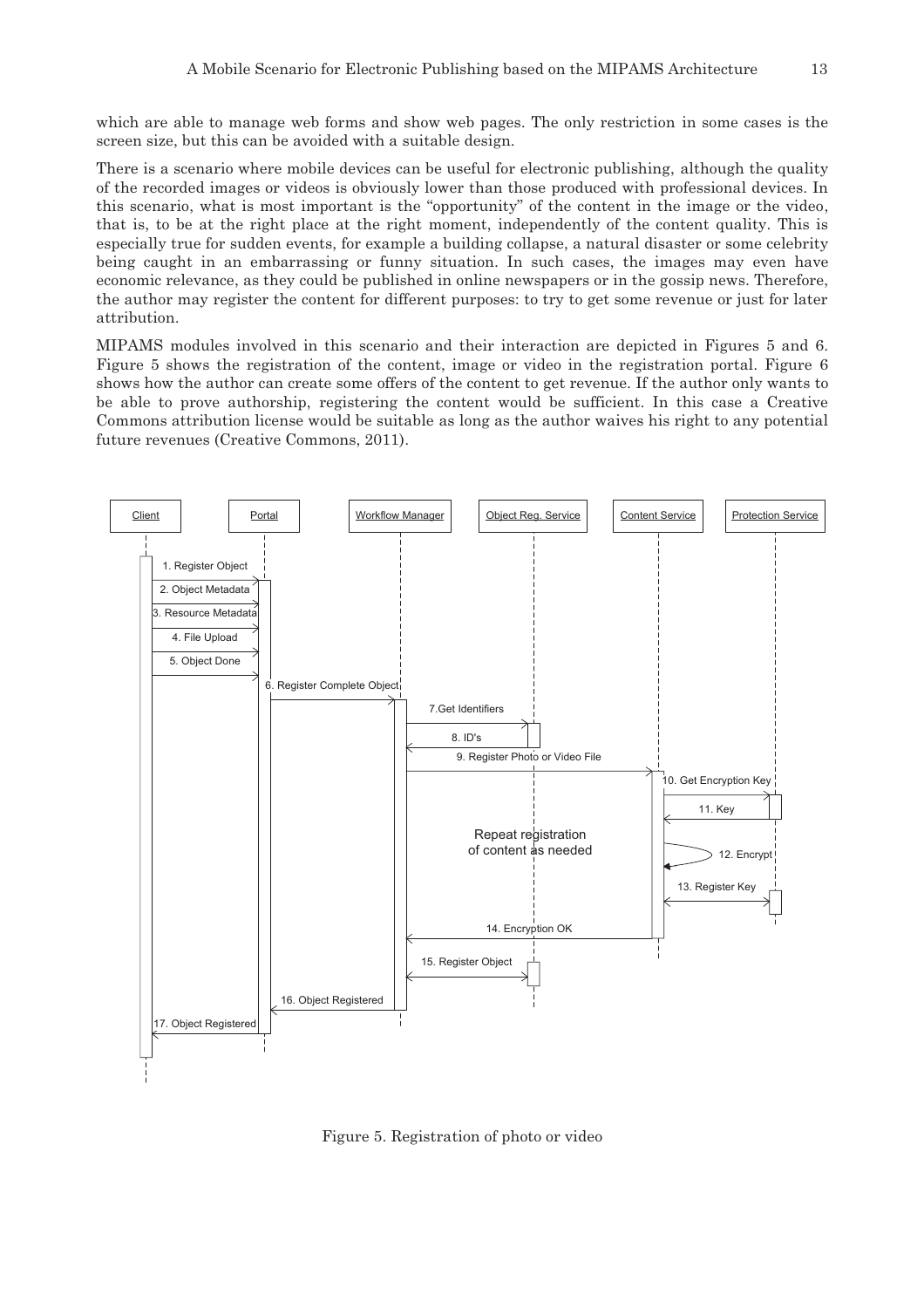which are able to manage web forms and show web pages. The only restriction in some cases is the screen size, but this can be avoided with a suitable design.

There is a scenario where mobile devices can be useful for electronic publishing, although the quality of the recorded images or videos is obviously lower than those produced with professional devices. In this scenario, what is most important is the "opportunity" of the content in the image or the video, that is, to be at the right place at the right moment, independently of the content quality. This is especially true for sudden events, for example a building collapse, a natural disaster or some celebrity being caught in an embarrassing or funny situation. In such cases, the images may even have economic relevance, as they could be published in online newspapers or in the gossip news. Therefore, the author may register the content for different purposes: to try to get some revenue or just for later attribution.

MIPAMS modules involved in this scenario and their interaction are depicted in Figures 5 and 6. Figure 5 shows the registration of the content, image or video in the registration portal. Figure 6 shows how the author can create some offers of the content to get revenue. If the author only wants to be able to prove authorship, registering the content would be sufficient. In this case a Creative Commons attribution license would be suitable as long as the author waives his right to any potential future revenues (Creative Commons, 2011).

Figure 5. Registration of photo or video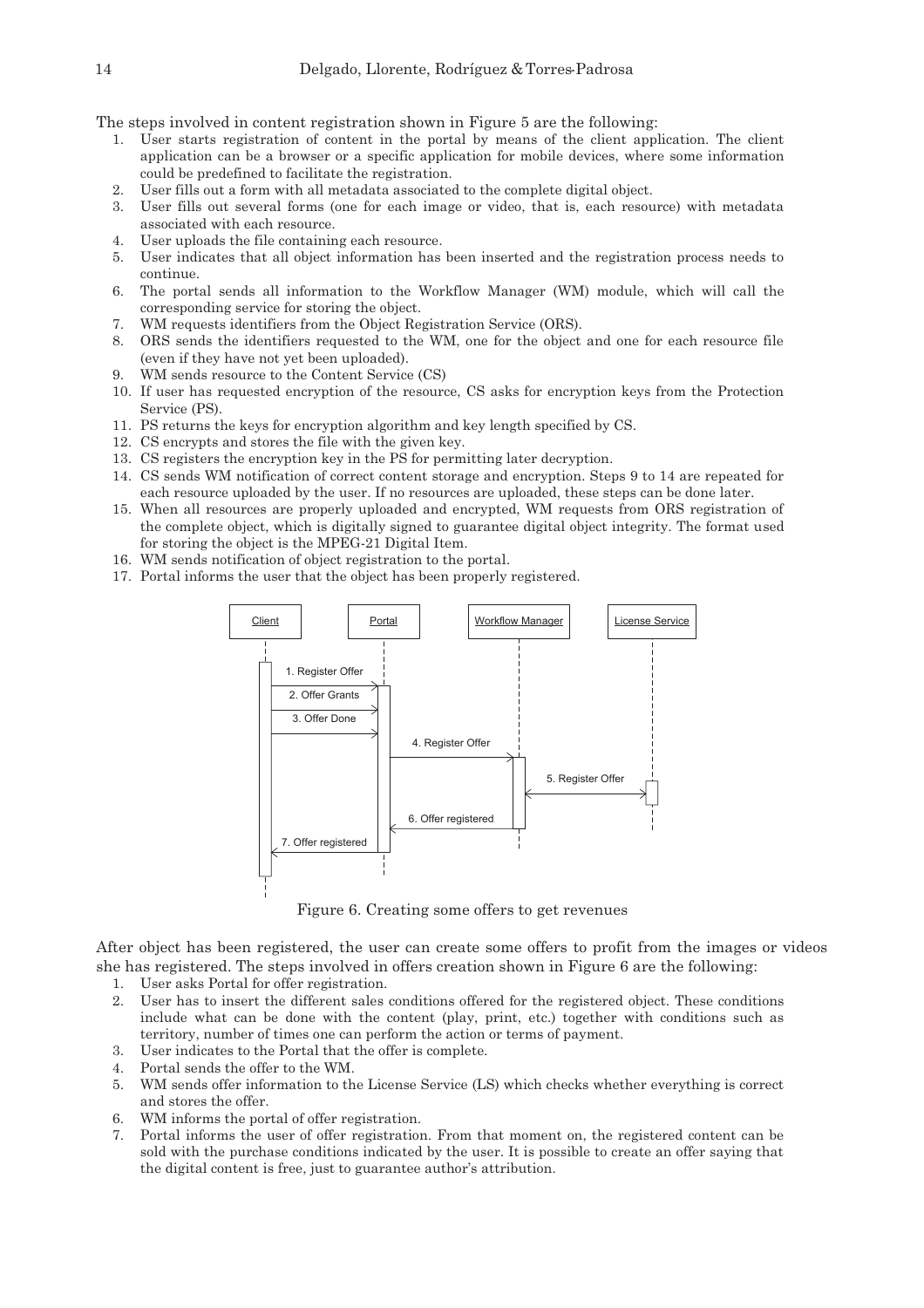The steps involved in content registration shown in Figure 5 are the following:

1. User starts registration of content in the portal by means of the client application. The client application can be a browser or a specific application for mobile devices, where some information could be predefined to facilitate the registration.
2. User fills out a form with all metadata associated to the complete digital object.
3. User fills out several forms (one for each image or video, that is, each resource) with metadata associated with each resource.
4. User uploads the file containing each resource.
5. User indicates that all object information has been inserted and the registration process needs to continue.
6. The portal sends all information to the Workflow Manager (WM) module, which will call the corresponding service for storing the object.
7. WM requests identifiers from the Object Registration Service (ORS).
8. ORS sends the identifiers requested to the WM, one for the object and one for each resource file (even if they have not yet been uploaded).
9. WM sends resource to the Content Service (CS)
10. If user has requested encryption of the resource, CS asks for encryption keys from the Protection Service (PS).
11. PS returns the keys for encryption algorithm and key length specified by CS.
12. CS encrypts and stores the file with the given key.
13. CS registers the encryption key in the PS for permitting later decryption.
14. CS sends WM notification of correct content storage and encryption. Steps 9 to 14 are repeated for each resource uploaded by the user. If no resources are uploaded, these steps can be done later.
15. When all resources are properly uploaded and encrypted, WM requests from ORS registration of the complete object, which is digitally signed to guarantee digital object integrity. The format used for storing the object is the MPEG-21 Digital Item.
16. WM sends notification of object registration to the portal.
17. Portal informs the user that the object has been properly registered.

Figure 6. Creating some offers to get revenues

After object has been registered, the user can create some offers to profit from the images or videos she has registered. The steps involved in offers creation shown in Figure 6 are the following:

1. User asks Portal for offer registration.
2. User has to insert the different sales conditions offered for the registered object. These conditions include what can be done with the content (play, print, etc.) together with conditions such as territory, number of times one can perform the action or terms of payment.
3. User indicates to the Portal that the offer is complete.
4. Portal sends the offer to the WM.
5. WM sends offer information to the License Service (LS) which checks whether everything is correct and stores the offer.
6. WM informs the portal of offer registration.
7. Portal informs the user of offer registration. From that moment on, the registered content can be sold with the purchase conditions indicated by the user. It is possible to create an offer saying that the digital content is free, just to guarantee author's attribution.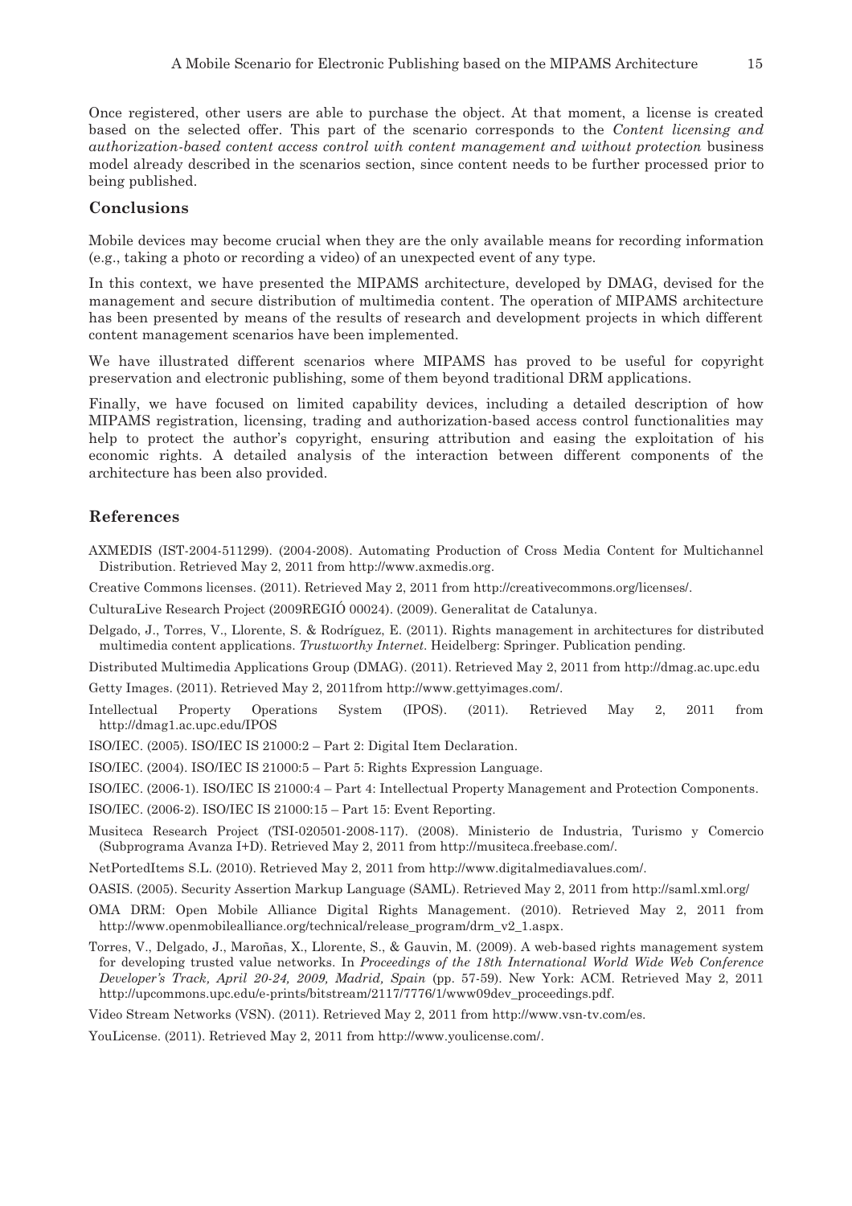Once registered, other users are able to purchase the object. At that moment, a license is created based on the selected offer. This part of the scenario corresponds to the *Content licensing and authorization-based content access control with content management and without protection* business model already described in the scenarios section, since content needs to be further processed prior to being published.

## Conclusions

Mobile devices may become crucial when they are the only available means for recording information (e.g., taking a photo or recording a video) of an unexpected event of any type.

In this context, we have presented the MIPAMS architecture, developed by DMAG, devised for the management and secure distribution of multimedia content. The operation of MIPAMS architecture has been presented by means of the results of research and development projects in which different content management scenarios have been implemented.

We have illustrated different scenarios where MIPAMS has proved to be useful for copyright preservation and electronic publishing, some of them beyond traditional DRM applications.

Finally, we have focused on limited capability devices, including a detailed description of how MIPAMS registration, licensing, trading and authorization-based access control functionalities may help to protect the author's copyright, ensuring attribution and easing the exploitation of his economic rights. A detailed analysis of the interaction between different components of the architecture has been also provided.

## References

AXMEDIS (IST-2004-511299). (2004-2008). Automating Production of Cross Media Content for Multichannel Distribution. Retrieved May 2, 2011 from http://www.axmedis.org.

Creative Commons licenses. (2011). Retrieved May 2, 2011 from http://creativecommons.org/licenses/.

CulturaLive Research Project (2009REGIÓ 00024). (2009). Generalitat de Catalunya.

Delgado, J., Torres, V., Llorente, S. & Rodríguez, E. (2011). Rights management in architectures for distributed multimedia content applications. *Trustworthy Internet*. Heidelberg: Springer. Publication pending.

Distributed Multimedia Applications Group (DMAG). (2011). Retrieved May 2, 2011 from http://dmag.ac.upc.edu

Getty Images. (2011). Retrieved May 2, 2011from http://www.gettyimages.com/.

Intellectual Property Operations System (IPOS). (2011). Retrieved May 2, 2011 from http://dmag1.ac.upc.edu/IPOS

ISO/IEC. (2005). ISO/IEC IS 21000:2 – Part 2: Digital Item Declaration.

ISO/IEC. (2004). ISO/IEC IS 21000:5 – Part 5: Rights Expression Language.

ISO/IEC. (2006-1). ISO/IEC IS 21000:4 – Part 4: Intellectual Property Management and Protection Components.

ISO/IEC. (2006-2). ISO/IEC IS 21000:15 – Part 15: Event Reporting.

Musiteca Research Project (TSI-020501-2008-117). (2008). Ministerio de Industria, Turismo y Comercio (Subprograma Avanza I+D). Retrieved May 2, 2011 from http://musiteca.freebase.com/.

NetPortedItems S.L. (2010). Retrieved May 2, 2011 from http://www.digitalmediavalues.com/.

OASIS. (2005). Security Assertion Markup Language (SAML). Retrieved May 2, 2011 from http://saml.xml.org/

OMA DRM: Open Mobile Alliance Digital Rights Management. (2010). Retrieved May 2, 2011 from http://www.openmobilealliance.org/technical/release_program/drm_v2_1.aspx.

Torres, V., Delgado, J., Maroñas, X., Llorente, S., & Gauvin, M. (2009). A web-based rights management system for developing trusted value networks. In *Proceedings of the 18th International World Wide Web Conference Developer's Track, April 20-24, 2009, Madrid, Spain* (pp. 57-59). New York: ACM. Retrieved May 2, 2011 http://upcommons.upc.edu/e-prints/bitstream/2117/7776/1/www09dev_proceedings.pdf.

Video Stream Networks (VSN). (2011). Retrieved May 2, 2011 from http://www.vsn-tv.com/es.

YouLicense. (2011). Retrieved May 2, 2011 from http://www.youlicense.com/.